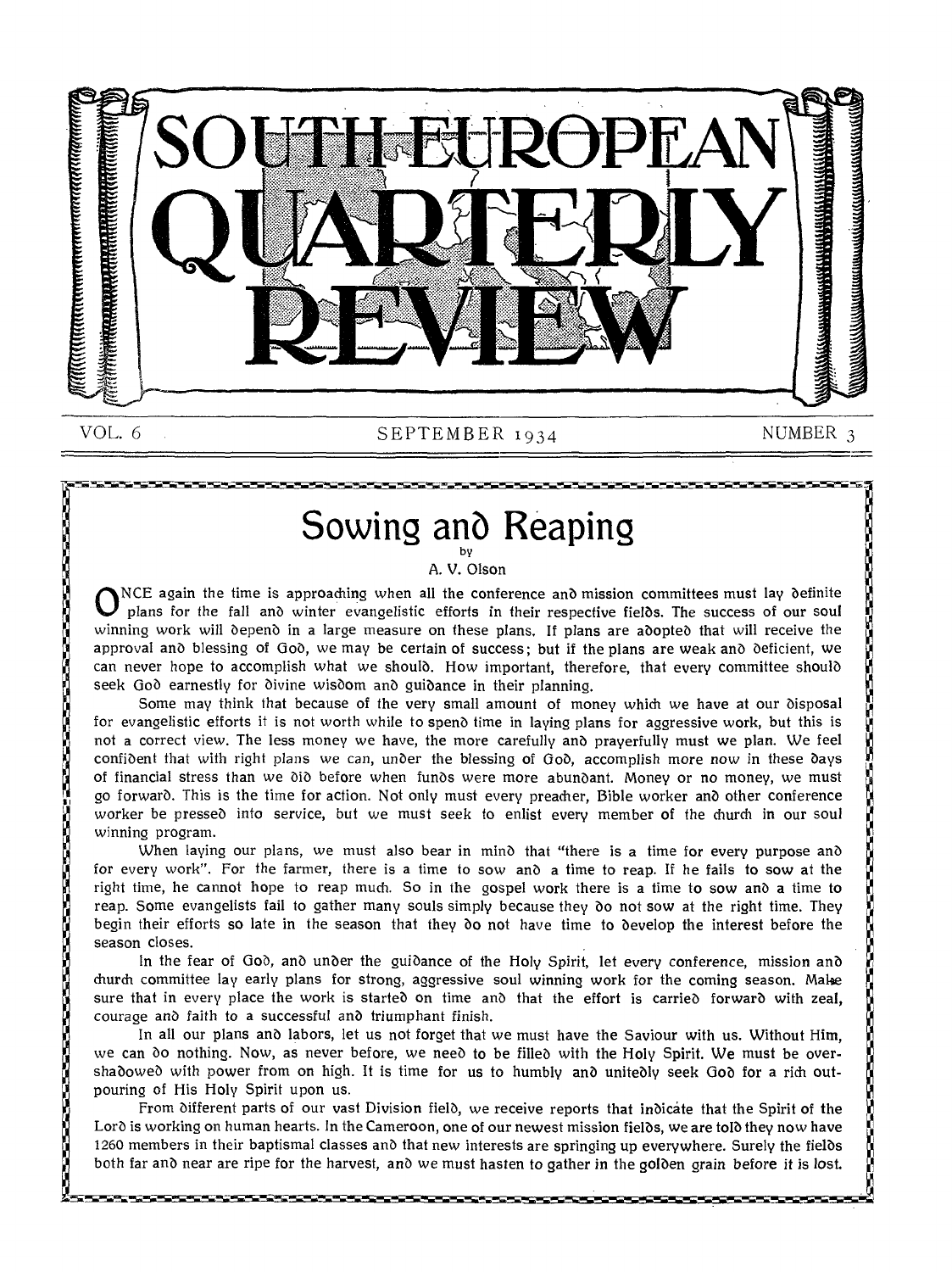# SOUTH-EUROPEAN QUARTERLY REVIEW

VOL. 6 SEPTEMBER 1934 NUMBER 3

## Sowing and Reaping

by

A. V. Olson

ONCE again the time is approaching when all the conference and mission committees must lay definite plans for the fall and winter evangelistic efforts in their respective fields. The success of our soul winning work will depend in a large measure on these plans. If plans are adopted that will receive the approval and blessing of God, we may be certain of success; but if the plans are weak and deficient, we can never hope to accomplish what we should. How important, therefore, that every committee should seek God earnestly for divine wisdom and guidance in their planning.

Some may think that because of the very small amount of money which we have at our disposal for evangelistic efforts it is not worth while to spend time in laying plans for aggressive work, but this is not a correct view. The less money we have, the more carefully and prayerfully must we plan. We feel confident that with right plans we can, under the blessing of God, accomplish more now in these days of financial stress than we did before when funds were more abundant. Money or no money, we must go forward. This is the time for action. Not only must every preacher, Bible worker and other conference worker be pressed into service, but we must seek to enlist every member of the church in our soul winning program.

When laying our plans, we must also bear in mind that "there is a time for every purpose and for every work". For the farmer, there is a time to sow and a time to reap. If he fails to sow at the right time, he cannot hope to reap much. So in the gospel work there is a time to sow and a time to reap. Some evangelists fail to gather many souls simply because they do not sow at the right time. They begin their efforts so late in the season that they do not have time to develop the interest before the season closes.

In the fear of God, and under the guidance of the Holy Spirit, let every conference, mission and church committee lay early plans for strong, aggressive soul winning work for the coming season. Make sure that in every place the work is started on time and that the effort is carried forward with zeal, courage and faith to a successful and triumphant finish.

In all our plans and labors, let us not forget that we must have the Saviour with us. Without Him, we can do nothing. Now, as never before, we need to be filled with the Holy Spirit. We must be overshadowed with power from on high. It is time for us to humbly and unitedly seek God for a rich outpouring of His Holy Spirit upon us.

From different parts of our vast Division field, we receive reports that indicate that the Spirit of the Lord is working on human hearts. In the Cameroon, one of our newest mission fields, we are told they now have 1260 members in their baptismal classes and that new interests are springing up everywhere. Surely the fields both far and near are ripe for the harvest, and we must hasten to gather in the golden grain before it is lost.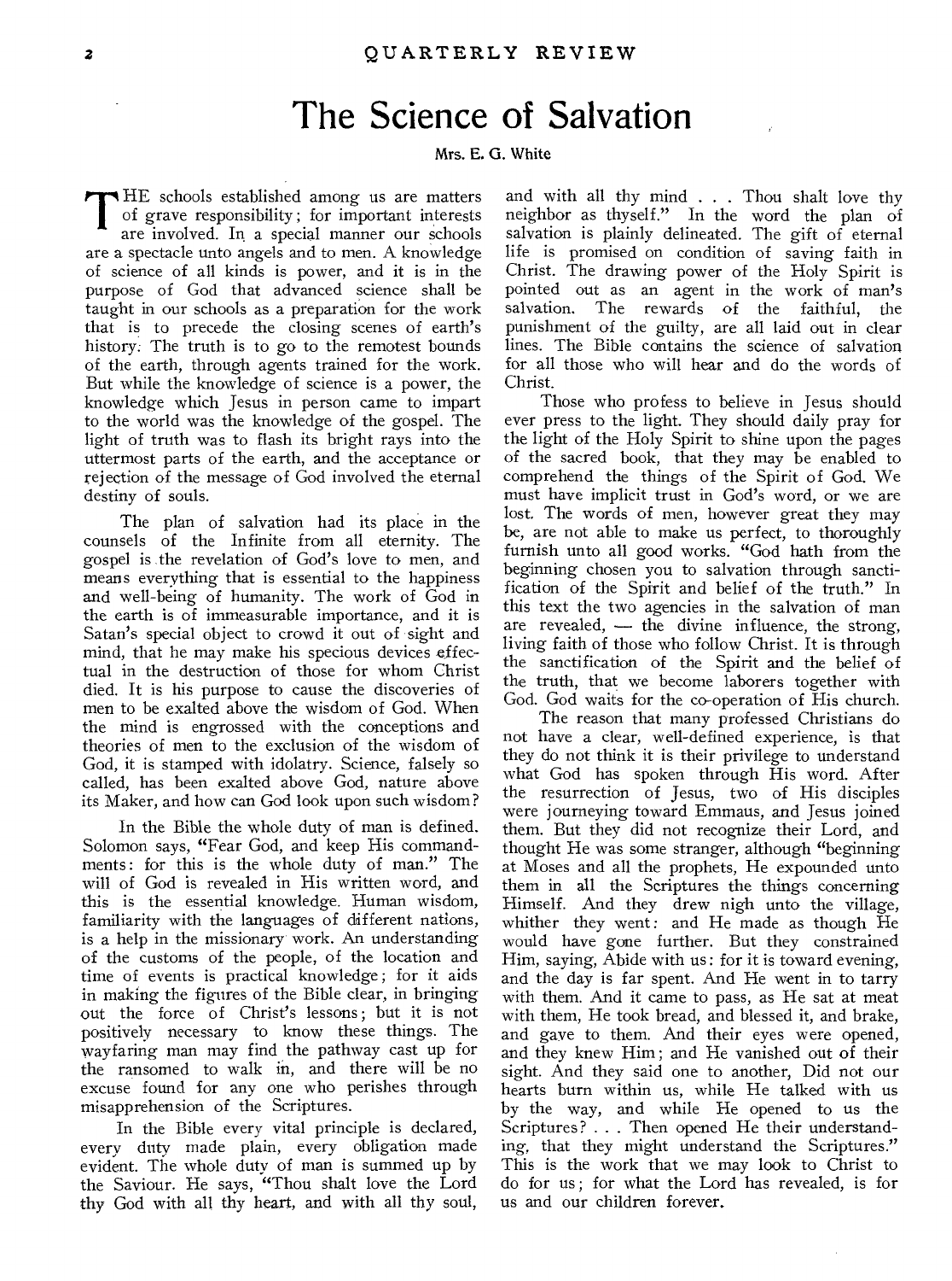# The Science of Salvation

Mrs. E. G. White

THE schools established among us are matters of grave responsibility; for important interests are involved. In a special manner our schools are a spectacle unto angels and to men. A knowledge of science of all kinds is power, and it is in the purpose of God that advanced science shall be taught in our schools as a preparation for the work that is to precede the closing scenes of earth's history. The truth is to go to the remotest bounds of the earth, through agents trained for the work. But while the knowledge of science is a power, the knowledge which Jesus in person came to impart to the world was the knowledge of the gospel. The light of truth was to flash its bright rays into the uttermost parts of the earth, and the acceptance or rejection of the message of God involved the eternal destiny of souls.

The plan of salvation had its place in the counsels of the Infinite from all eternity. The gospel is the revelation of God's love to men, and means everything that is essential to the happiness and well-being of humanity. The work of God in the earth is of immeasurable importance, and it is Satan's special object to crowd it out of sight and mind, that he may make his specious devices effectual in the destruction of those for whom Christ died. It is his purpose to cause the discoveries of men to be exalted above the wisdom of God. When the mind is engrossed with the conceptions and theories of men to the exclusion of the wisdom of God, it is stamped with idolatry. Science, falsely so called, has been exalted above God, nature above its Maker, and how can God look upon such wisdom?

In the Bible the whole duty of man is defined. Solomon says, "Fear God, and keep His commandments: for this is the whole duty of man." The will of God is revealed in His written word, and this is the essential knowledge. Human wisdom, familiarity with the languages of different nations, is a help in the missionary work. An understanding of the customs of the people, of the location and time of events is practical knowledge; for it aids in making the figures of the Bible clear, in bringing out the force of Christ's lessons; but it is not positively necessary to know these things. The wayfaring man may find the pathway cast up for the ransomed to walk in, and there will be no excuse found for any one who perishes through misapprehension of the Scriptures.

In the Bible every vital principle is declared, every duty made plain, every obligation made evident. The whole duty of man is summed up by the Saviour. He says, "Thou shalt love the Lord thy God with all thy heart, and with all thy soul, and with all thy mind . . . Thou shalt love thy neighbor as thyself." In the word the plan of salvation is plainly delineated. The gift of eternal life is promised on condition of saving faith in Christ. The drawing power of the Holy Spirit is pointed out as an agent in the work of man's salvation. The rewards of the faithful, the punishment of the guilty, are all laid out in clear lines. The Bible contains the science of salvation for all those who will hear and do the words of Christ.

Those who profess to believe in Jesus should ever press to the light. They should daily pray for the light of the Holy Spirit to shine upon the pages of the sacred book, that they may be enabled to comprehend the things of the Spirit of God. We must have implicit trust in God's word, or we are lost. The words of men, however great they may be, are not able to make us perfect, to thoroughly furnish unto all good works. "God hath from the beginning chosen you to salvation through sanctification of the Spirit and belief of the truth." In this text the two agencies in the salvation of man are revealed, — the divine influence, the strong, living faith of those who follow Christ. It is through the sanctification of the Spirit and the belief of the truth, that we become laborers together with God. God waits for the co-operation of His church.

The reason that many professed Christians do not have a clear, well-defined experience, is that they do not think it is their privilege to understand what God has spoken through His word. After the resurrection of Jesus, two of His disciples were journeying toward Emmaus, and Jesus joined them. But they did not recognize their Lord, and thought He was some stranger, although "beginning at Moses and all the prophets, He expounded unto them in all the Scriptures the things concerning Himself. And they drew nigh unto the village, whither they went: and He made as though He would have gone further. But they constrained Him, saying, Abide with us: for it is toward evening, and the day is far spent. And He went in to tarry with them. And it came to pass, as He sat at meat with them, He took bread, and blessed it, and brake, and gave to them. And their eyes were opened, and they knew Him; and He vanished out of their sight. And they said one to another, Did not our hearts burn within us, while He talked with us by the way, and while He opened to us the Scriptures? . . . Then opened He their understanding, that they might understand the Scriptures." This is the work that we may look to Christ to do for us; for what the Lord has revealed, is for us and our children forever.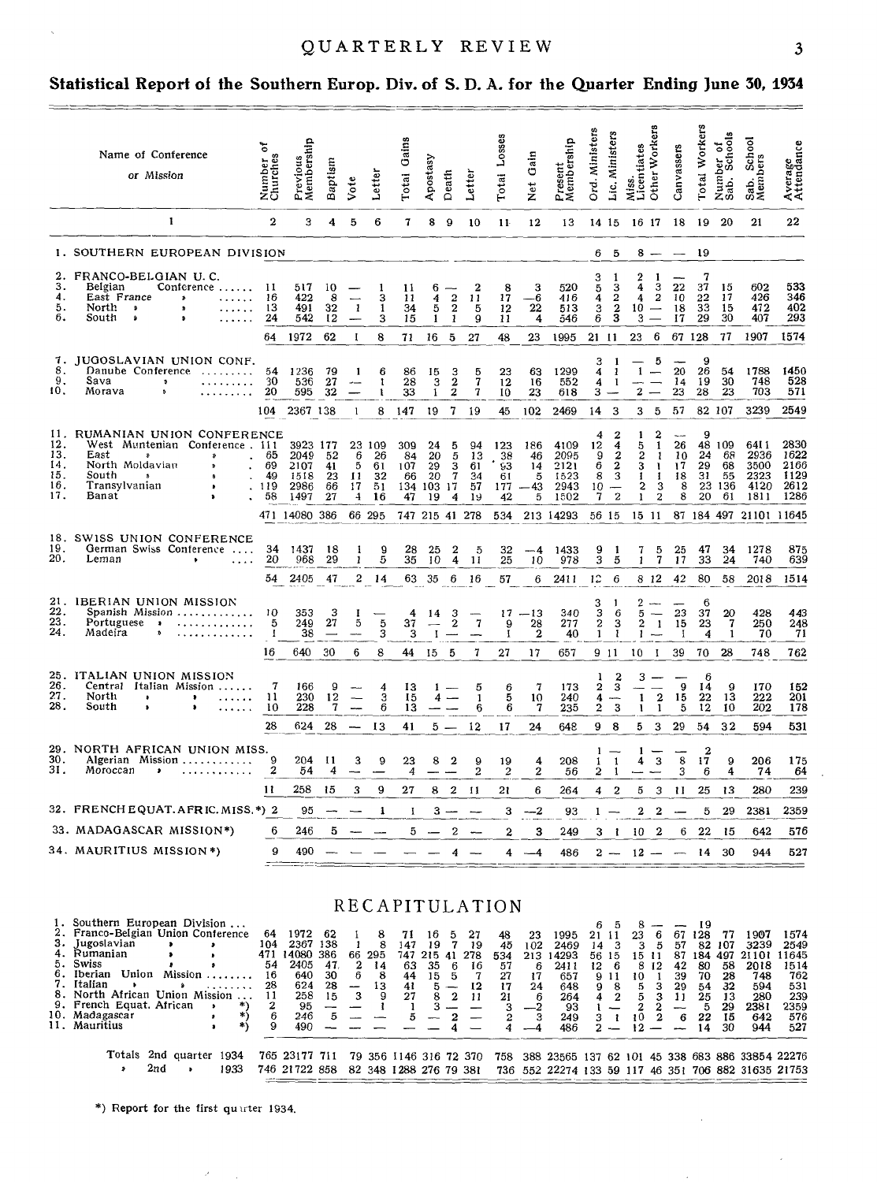## Statistical Report of the Southern Europ. Div. of S. D. A. for the Quarter Ending June 30, 1934

| | Name of Conference or Mission | Number of Churches | Previous Membership | Baptism | Vote | Letter | Total Gains | Apostasy | Death | Letter | Total Losses | Net Gain | Present Membership | Ord. Ministers | Lic. Ministers | Miss. Licentiates | Other Workers | Canvassers | Total Workers | Number of Sab. Schools | Sab. School Members | Average Attendance |
|---|---|---|---|---|---|---|---|---|---|---|---|---|---|---|---|---|---|---|---|---|---|---|
| | 1 | 2 | 3 | 4 | 5 | 6 | 7 | 8 | 9 | 10 | 11 | 12 | 13 | 14 | 15 | 16 | 17 | 18 | 19 | 20 | 21 | 22 |
| 1. | SOUTHERN EUROPEAN DIVISION | | | | | | | | | | | | | 6 | 5 | 8 | — | — | 19 | | | |
| 2. | FRANCO-BELGIAN U. C. | | | | | | | | | | | | | 3 | 1 | 2 | 1 | — | 7 | | | |
| 3. | Belgian Conference | 11 | 517 | 10 | — | 1 | 11 | 6 | — | 2 | 8 | 3 | 520 | 5 | 3 | 4 | 3 | 22 | 37 | 15 | 602 | 533 |
| 4. | East France " | 16 | 422 | 8 | — | 3 | 11 | 4 | 2 | 11 | 17 | —6 | 416 | 4 | 2 | 4 | 2 | 10 | 22 | 17 | 426 | 346 |
| 5. | North " " | 13 | 491 | 32 | 1 | 1 | 34 | 5 | 2 | 5 | 12 | 22 | 513 | 3 | 2 | 10 | — | 18 | 33 | 15 | 472 | 402 |
| 6. | South " " | 24 | 542 | 12 | — | 3 | 15 | 1 | 1 | 9 | 11 | 4 | 546 | 6 | 3 | 3 | — | 17 | 29 | 30 | 407 | 293 |
| | | 64 | 1972 | 62 | 1 | 8 | 71 | 16 | 5 | 27 | 48 | 23 | 1995 | 21 | 11 | 23 | 6 | 67 | 128 | 77 | 1907 | 1574 |
| 7. | JUGOSLAVIAN UNION CONF. | | | | | | | | | | | | | 3 | 1 | — | 5 | — | 9 | | | |
| 8. | Danube Conference | 54 | 1236 | 79 | 1 | 6 | 86 | 15 | 3 | 5 | 23 | 63 | 1299 | 4 | 1 | 1 | — | 20 | 26 | 54 | 1788 | 1450 |
| 9. | Sava " | 30 | 536 | 27 | — | 1 | 28 | 3 | 2 | 7 | 12 | 16 | 552 | 4 | 1 | — | — | 14 | 19 | 30 | 748 | 528 |
| 10. | Morava " | 20 | 595 | 32 | — | 1 | 33 | 1 | 2 | 7 | 10 | 23 | 618 | 3 | — | 2 | — | 23 | 28 | 23 | 703 | 571 |
| | | 104 | 2367 | 138 | 1 | 8 | 147 | 19 | 7 | 19 | 45 | 102 | 2469 | 14 | 3 | 3 | 5 | 57 | 82 | 107 | 3239 | 2549 |
| 11. | RUMANIAN UNION CONFERENCE | | | | | | | | | | | | | 4 | 2 | 1 | 2 | — | 9 | | | |
| 12. | West Muntenian Conference | 111 | 3923 | 177 | 23 | 109 | 309 | 24 | 5 | 94 | 123 | 186 | 4109 | 12 | 4 | 5 | 1 | 26 | 48 | 109 | 6411 | 2830 |
| 13. | East " " | 65 | 2049 | 52 | 6 | 26 | 84 | 20 | 5 | 13 | 38 | 46 | 2095 | 9 | 2 | 2 | 1 | 10 | 24 | 68 | 2936 | 1622 |
| 14. | North Moldavian " | 69 | 2107 | 41 | 5 | 61 | 107 | 29 | 3 | 61 | 93 | 14 | 2121 | 6 | 2 | 3 | 1 | 17 | 29 | 68 | 3500 | 2166 |
| 15. | South " " | 49 | 1518 | 23 | 11 | 32 | 66 | 20 | 7 | 34 | 61 | 5 | 1523 | 8 | 3 | 1 | 1 | 18 | 31 | 55 | 2323 | 1129 |
| 16. | Transylvanian " | 119 | 2986 | 66 | 17 | 51 | 134 | 103 | 17 | 57 | 177 | —43 | 2943 | 10 | — | 2 | 3 | 8 | 23 | 136 | 4120 | 2612 |
| 17. | Banat " | 58 | 1497 | 27 | 4 | 16 | 47 | 19 | 4 | 19 | 42 | 5 | 1502 | 7 | 2 | 1 | 2 | 8 | 20 | 61 | 1811 | 1286 |
| | | 471 | 14080 | 386 | 66 | 295 | 747 | 215 | 41 | 278 | 534 | 213 | 14293 | 56 | 15 | 15 | 11 | 87 | 184 | 497 | 21101 | 11645 |
| 18. | SWISS UNION CONFERENCE | | | | | | | | | | | | | | | | | | | | | |
| 19. | German Swiss Conference | 34 | 1437 | 18 | 1 | 9 | 28 | 25 | 2 | 5 | 32 | —4 | 1433 | 9 | 1 | 7 | 5 | 25 | 47 | 34 | 1278 | 875 |
| 20. | Leman " | 20 | 968 | 29 | 1 | 5 | 35 | 10 | 4 | 11 | 25 | 10 | 978 | 3 | 5 | 1 | 7 | 17 | 33 | 24 | 740 | 639 |
| | | 54 | 2405 | 47 | 2 | 14 | 63 | 35 | 6 | 16 | 57 | 6 | 2411 | 12 | 6 | 8 | 12 | 42 | 80 | 58 | 2018 | 1514 |
| 21. | IBERIAN UNION MISSION | | | | | | | | | | | | | 3 | 1 | 2 | — | — | 6 | | | |
| 22. | Spanish Mission | 10 | 353 | 3 | 1 | — | 4 | 14 | 3 | — | 17 | —13 | 340 | 3 | 6 | 5 | — | 23 | 37 | 20 | 428 | 443 |
| 23. | Portuguese " | 5 | 249 | 27 | 5 | 5 | 37 | — | 2 | 7 | 9 | 28 | 277 | 2 | 3 | 2 | 1 | 15 | 23 | 7 | 250 | 248 |
| 24. | Madeira " | 1 | 38 | — | — | 3 | 3 | 1 | — | — | 1 | 2 | 40 | 1 | 1 | 1 | — | 1 | 4 | 1 | 70 | 71 |
| | | 16 | 640 | 30 | 6 | 8 | 44 | 15 | 5 | 7 | 27 | 17 | 657 | 9 | 11 | 10 | 1 | 39 | 70 | 28 | 748 | 762 |
| 25. | ITALIAN UNION MISSION | | | | | | | | | | | | | 1 | 2 | 3 | — | — | 6 | | | |
| 26. | Central Italian Mission | 7 | 166 | 9 | — | 4 | 13 | 1 | — | 5 | 6 | 7 | 173 | 2 | 3 | — | — | 9 | 14 | 9 | 170 | 152 |
| 27. | North " " | 11 | 230 | 12 | — | 3 | 15 | 4 | — | 1 | 5 | 10 | 240 | 4 | — | 1 | 2 | 15 | 22 | 13 | 222 | 201 |
| 28. | South " " | 10 | 228 | 7 | — | 6 | 13 | — | — | 6 | 6 | 7 | 235 | 2 | 3 | 1 | 1 | 5 | 12 | 10 | 202 | 178 |
| | | 28 | 624 | 28 | — | 13 | 41 | 5 | — | 12 | 17 | 24 | 648 | 9 | 8 | 5 | 3 | 29 | 54 | 32 | 594 | 531 |
| 29. | NORTH AFRICAN UNION MISS. | | | | | | | | | | | | | 1 | — | 1 | — | — | 2 | | | |
| 30. | Algerian Mission | 9 | 204 | 11 | 3 | 9 | 23 | 8 | 2 | 9 | 19 | 4 | 208 | 1 | 1 | 4 | 3 | 8 | 17 | 9 | 206 | 175 |
| 31. | Moroccan " | 2 | 54 | 4 | — | — | 4 | — | — | 2 | 2 | 2 | 56 | 2 | 1 | — | — | 3 | 6 | 4 | 74 | 64 |
| | | 11 | 258 | 15 | 3 | 9 | 27 | 8 | 2 | 11 | 21 | 6 | 264 | 4 | 2 | 5 | 3 | 11 | 25 | 13 | 280 | 239 |
| 32. | FRENCH EQUAT. AFRIC. MISS.*) | 2 | 95 | — | — | 1 | 1 | 3 | — | — | 3 | —2 | 93 | 1 | — | 2 | 2 | — | 5 | 29 | 2381 | 2359 |
| 33. | MADAGASCAR MISSION*) | 6 | 246 | 5 | — | — | 5 | — | 2 | — | 2 | 3 | 249 | 3 | 1 | 10 | 2 | 6 | 22 | 15 | 642 | 576 |
| 34. | MAURITIUS MISSION*) | 9 | 490 | — | — | — | — | — | 4 | — | 4 | —4 | 486 | 2 | — | 12 | — | — | 14 | 30 | 944 | 527 |

## RECAPITULATION

| | Name | 2 | 3 | 4 | 5 | 6 | 7 | 8 | 9 | 10 | 11 | 12 | 13 | 14 | 15 | 16 | 17 | 18 | 19 | 20 | 21 | 22 |
|---|---|---|---|---|---|---|---|---|---|---|---|---|---|---|---|---|---|---|---|---|---|---|
| 1. | Southern European Division | | | | | | | | | | | | | 6 | 5 | 8 | — | — | 19 | | | |
| 2. | Franco-Belgian Union Conference | 64 | 1972 | 62 | 1 | 8 | 71 | 16 | 5 | 27 | 48 | 23 | 1995 | 21 | 11 | 23 | 6 | 67 | 128 | 77 | 1907 | 1574 |
| 3. | Jugoslavian " " | 104 | 2367 | 138 | 1 | 8 | 147 | 19 | 7 | 19 | 45 | 102 | 2469 | 14 | 3 | 3 | 5 | 57 | 82 | 107 | 3239 | 2549 |
| 4. | Rumanian " " | 471 | 14080 | 386 | 66 | 295 | 747 | 215 | 41 | 278 | 534 | 213 | 14293 | 56 | 15 | 15 | 11 | 87 | 184 | 497 | 21101 | 11645 |
| 5. | Swiss " " | 54 | 2405 | 47 | 2 | 14 | 63 | 35 | 6 | 16 | 57 | 6 | 2411 | 12 | 6 | 8 | 12 | 42 | 80 | 58 | 2018 | 1514 |
| 6. | Iberian Union Mission | 16 | 640 | 30 | 6 | 8 | 44 | 15 | 5 | 7 | 27 | 17 | 657 | 9 | 11 | 10 | 1 | 39 | 70 | 28 | 748 | 762 |
| 7. | Italian " " | 28 | 624 | 28 | — | 13 | 41 | 5 | — | 12 | 17 | 24 | 648 | 9 | 8 | 5 | 3 | 29 | 54 | 32 | 594 | 531 |
| 8. | North African Union Mission | 11 | 258 | 15 | 3 | 9 | 27 | 8 | 2 | 11 | 21 | 6 | 264 | 4 | 2 | 5 | 3 | 11 | 25 | 13 | 280 | 239 |
| 9. | French Equat. African " *) | 2 | 95 | — | — | 1 | 1 | 3 | — | — | 3 | —2 | 93 | 1 | — | 2 | 2 | — | 5 | 29 | 2381 | 2359 |
| 10. | Madagascar " *) | 6 | 246 | 5 | — | — | 5 | — | 2 | — | 2 | 3 | 249 | 3 | 1 | 10 | 2 | 6 | 22 | 15 | 642 | 576 |
| 11. | Mauritius " *) | 9 | 490 | — | — | — | — | — | 4 | — | 4 | —4 | 486 | 2 | — | 12 | — | — | 14 | 30 | 944 | 527 |
| | Totals 2nd quarter 1934 | 765 | 23177 | 711 | 79 | 356 | 1146 | 316 | 72 | 370 | 758 | 388 | 23565 | 137 | 62 | 101 | 45 | 338 | 683 | 886 | 33854 | 22276 |
| | " 2nd " 1933 | 746 | 21722 | 858 | 82 | 348 | 1288 | 276 | 79 | 381 | 736 | 552 | 22274 | 133 | 59 | 117 | 46 | 351 | 706 | 882 | 31635 | 21753 |

*) Report for the first quarter 1934.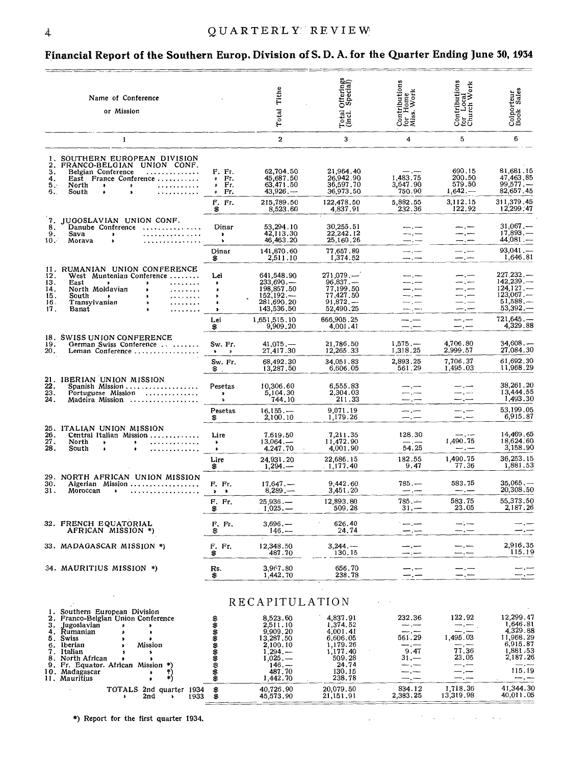## Financial Report of the Southern Europ. Division of S. D. A. for the Quarter Ending June 30, 1934

| Name of Conference or Mission | | Total Tithe | Total Offerings (incl. Special) | Contributions for Home Miss. Work | Contributions for Local Church Work | Colporteur Book Sales |
|---|---|---|---|---|---|---|
| 1 | | 2 | 3 | 4 | 5 | 6 |
| 1. SOUTHERN EUROPEAN DIVISION | | | | | | |
| 2. FRANCO-BELGIAN UNION CONF. | | | | | | |
| 3. Belgian Conference | F. Fr. | 62,704.50 | 21,964.40 | —.— | 690.15 | 81,681.15 |
| 4. East France Conference | » Fr. | 45,687.50 | 26,942.90 | 1,483.75 | 200.50 | 47,463.85 |
| 5. North » » | » Fr. | 63,471.50 | 36,597.70 | 3,647.90 | 579.50 | 99,577.— |
| 6. South » » | » Fr. | 43,926.— | 36,973.50 | 750.90 | 1,642.— | 82,657.45 |
| | F. Fr. | 215,789.50 | 122,478.50 | 5,882.55 | 3,112.15 | 311,379.45 |
| | $ | 8,523.60 | 4,837.91 | 232.36 | 122.92 | 12,299.47 |
| 7. JUGOSLAVIAN UNION CONF. | | | | | | |
| 8. Danube Conference | Dinar | 53,294.10 | 30,255.51 | —.— | —.— | 31,067.— |
| 9. Sava » | » | 42,113.30 | 22,242.12 | —.— | —.— | 17,893.— |
| 10. Morava » | » | 46,463.20 | 25,160.26 | —.— | —.— | 44,081.— |
| | Dinar | 141,870.60 | 77,657.89 | —.— | —.— | 93,041.— |
| | $ | 2,511.10 | 1,374.52 | —.— | —.— | 1,646.81 |
| 11. RUMANIAN UNION CONFERENCE | | | | | | |
| 12. West Muntenian Conference | Lei | 641,548.90 | 271,079.— | —.— | —.— | 227,232.— |
| 13. East » » | » | 233,690.— | 96,837.— | —.— | —.— | 142,239.— |
| 14. North Moldavian » | » | 198,857.50 | 77,199.50 | —.— | —.— | 124,127.— |
| 15. South » » | » | 152,192.— | 77,427.50 | —.— | —.— | 123,067.— |
| 16. Transylvanian » | » | 281,690.20 | 91,872.— | —.— | —.— | 51,588.— |
| 17. Banat » | » | 143,536.50 | 52,490.25 | —.— | —.— | 53,392.— |
| | Lei | 1,651,515.10 | 666,905.25 | —.— | —.— | 721,645.— |
| | $ | 9,909.20 | 4,001.41 | —.— | —.— | 4,329.88 |
| 18. SWISS UNION CONFERENCE | | | | | | |
| 19. German Swiss Conference | Sw. Fr. | 41,075.— | 21,786.50 | 1,575.— | 4,706.80 | 34,608.— |
| 20. Leman Conference | » » | 27,417.30 | 12,265.33 | 1,318.25 | 2,999.57 | 27,084.30 |
| | Sw. Fr. | 68,492.30 | 34,051.83 | 2,893.25 | 7,706.37 | 61,692.30 |
| | $ | 13,287.50 | 6,606.05 | 561.29 | 1,495.03 | 11,968.29 |
| 21. IBERIAN UNION MISSION | | | | | | |
| 22. Spanish Mission | Pesetas | 10,306.60 | 6,555.83 | —.— | —.— | 38,261.20 |
| 23. Portuguese Mission | » | 5,104.30 | 2,304.03 | —.— | —.— | 13,444.55 |
| 24. Madeira Mission | » | 744.10 | 211.33 | —.— | —.— | 1,493.30 |
| | Pesetas | 16,155.— | 9,071.19 | —.— | —.— | 53,199.05 |
| | $ | 2,100.10 | 1,179.26 | —.— | —.— | 6,915.87 |
| 25. ITALIAN UNION MISSION | | | | | | |
| 26. Central Italian Mission | Lire | 7,619.50 | 7,211.35 | 128.30 | —.— | 14,469.65 |
| 27. North » » | » | 13,064.— | 11,472.90 | —.— | 1,490.75 | 18,624.60 |
| 28. South » » | » | 4,247.70 | 4,001.90 | 54.25 | —.— | 3,158.90 |
| | Lire | 24,931.20 | 22,686.15 | 182.55 | 1,490.75 | 36,253.15 |
| | $ | 1,294.— | 1,177.40 | 9.47 | 77.36 | 1,881.53 |
| 29. NORTH AFRICAN UNION MISSION | | | | | | |
| 30. Algerian Mission | F. Fr. | 17,647.— | 9,442.60 | 785.— | 583.75 | 35,065.— |
| 31. Moroccan » | » » | 8,289.— | 3,451.20 | —.— | —.— | 20,308.50 |
| | F. Fr. | 25,936.— | 12,893.80 | 785.— | 583.75 | 55,373.50 |
| | $ | 1,025.— | 509.28 | 31.— | 23.05 | 2,187.26 |
| 32. FRENCH EQUATORIAL AFRICAN MISSION *) | F. Fr. | 3,696.— | 626.40 | —.— | —.— | —.— |
| | $ | 146.— | 24.74 | —.— | —.— | —.— |
| 33. MADAGASCAR MISSION *) | F. Fr. | 12,348.50 | 3,244.— | —.— | —.— | 2,916.35 |
| | $ | 487.70 | 130.15 | —.— | —.— | 115.19 |
| 34. MAURITIUS MISSION *) | Rs. | 3,967.80 | 656.70 | —.— | —.— | —.— |
| | $ | 1,442.70 | 238.78 | —.— | —.— | —.— |

### RECAPITULATION

| | | | | | | |
|---|---|---|---|---|---|---|
| 1. Southern European Division | | | | | | |
| 2. Franco-Belgian Union Conference | $ | 8,523.60 | 4,837.91 | 232.36 | 122.92 | 12,299.47 |
| 3. Jugoslavian » » | $ | 2,511.10 | 1,374.52 | —.— | —.— | 1,646.81 |
| 4. Rumanian » » | $ | 9,909.20 | 4,001.41 | —.— | —.— | 4,329.88 |
| 5. Swiss » » | $ | 13,287.50 | 6,606.05 | 561.29 | 1,495.03 | 11,968.29 |
| 6. Iberian » Mission | $ | 2,100.10 | 1,179.26 | —.— | —.— | 6,915.87 |
| 7. Italian » » | $ | 1,294.— | 1,177.40 | 9.47 | 77.36 | 1,881.53 |
| 8. North African » » | $ | 1,025.— | 509.28 | 31.— | 23.05 | 2,187.26 |
| 9. Fr. Equator. African Mission *) | $ | 146.— | 24.74 | —.— | —.— | —.— |
| 10. Madagascar » *) | $ | 487.70 | 130.15 | —.— | —.— | 115.19 |
| 11. Mauritius » *) | $ | 1,442.70 | 238.78 | —.— | —.— | —.— |
| TOTALS 2nd quarter 1934 | $ | 40,726.90 | 20,079.50 | 834.12 | 1,718.36 | 41,344.30 |
| » 2nd » 1933 | $ | 45,573.90 | 21,151.91 | 2,383.25 | 13,319.98 | 40,011.05 |

*) Report for the first quarter 1934.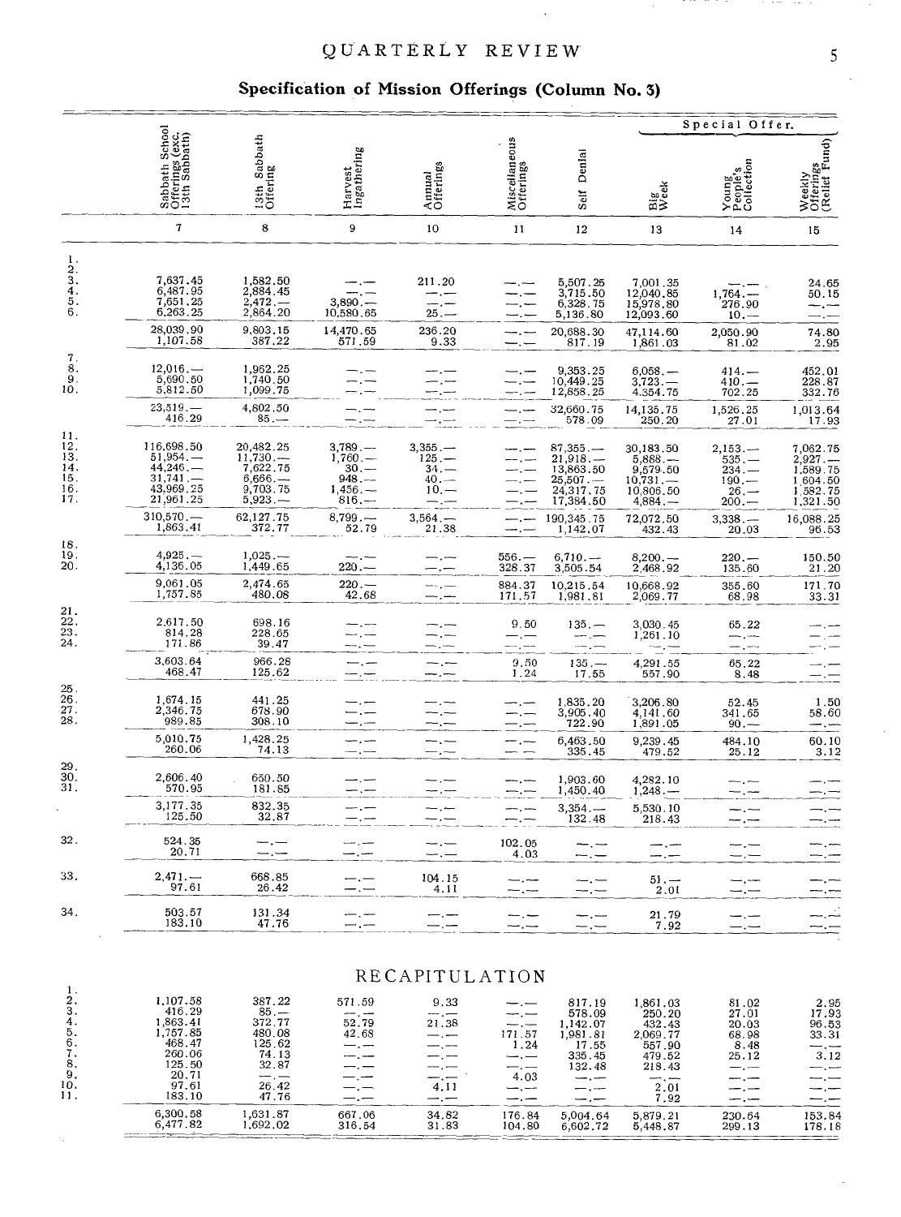## Specification of Mission Offerings (Column No. 3)

| | Sabbath School Offerings (exc. 13th Sabbath) | 13th Sabbath Offering | Harvest Ingathering | Annual Offerings | Miscellaneous Offerings | Self Denial | Special Offer. Big Week | Young People's Collection | Weekly Offerings (Relief Fund) |
|---|---|---|---|---|---|---|---|---|---|
| | 7 | 8 | 9 | 10 | 11 | 12 | 13 | 14 | 15 |
| 1. | | | | | | | | | |
| 2. | | | | | | | | | |
| 3. | 7,637.45 | 1,582.50 | —.— | 211.20 | —.— | 5,507.25 | 7,001.35 | —.— | 24.65 |
| 4. | 6,487.95 | 2,884.45 | —.— | —.— | —.— | 3,715.50 | 12,040.85 | 1,764.— | 50.15 |
| 5. | 7,651.25 | 2,472.— | 3,890.— | —.— | —.— | 6,328.75 | 15,978.80 | 276.90 | —.— |
| 6. | 6,263.25 | 2,864.20 | 10,580.65 | 25.— | —.— | 5,136.80 | 12,093.60 | 10.— | —.— |
| | 28,039.90 | 9,803.15 | 14,470.65 | 236.20 | —.— | 20,688.30 | 47,114.60 | 2,050.90 | 74.80 |
| | 1,107.58 | 387.22 | 571.59 | 9.33 | —.— | 817.19 | 1,861.03 | 81.02 | 2.95 |
| 7. | | | | | | | | | |
| 8. | 12,016.— | 1,962.25 | —.— | —.— | —.— | 9,353.25 | 6,058.— | 414.— | 452.01 |
| 9. | 5,690.50 | 1,740.50 | —.— | —.— | —.— | 10,449.25 | 3,723.— | 410.— | 228.87 |
| 10. | 5,812.50 | 1,099.75 | —.— | —.— | —.— | 12,858.25 | 4,354.75 | 702.25 | 332.76 |
| | 23,519.— | 4,802.50 | —.— | —.— | —.— | 32,660.75 | 14,135.75 | 1,526.25 | 1,013.64 |
| | 416.29 | 85.— | —.— | —.— | —.— | 578.09 | 250.20 | 27.01 | 17.93 |
| 11. | | | | | | | | | |
| 12. | 116,698.50 | 20,482.25 | 3,789.— | 3,355.— | —.— | 87,355.— | 30,183.50 | 2,153.— | 7,062.75 |
| 13. | 51,954.— | 11,730.— | 1,760.— | 125.— | —.— | 21,918.— | 5,888.— | 535.— | 2,927.— |
| 14. | 44,246.— | 7,622.75 | 30.— | 34.— | —.— | 13,863.50 | 9,579.50 | 234.— | 1,589.75 |
| 15. | 31,741.— | 6,666.— | 948.— | 40.— | —.— | 25,507.— | 10,731.— | 190.— | 1,604.50 |
| 16. | 43,969.25 | 9,703.75 | 1,456.— | 10.— | —.— | 24,317.75 | 10,806.50 | 26.— | 1,582.75 |
| 17. | 21,961.25 | 5,923.— | 816.— | —.— | —.— | 17,384.50 | 4,884.— | 200.— | 1,321.50 |
| | 310,570.— | 62,127.75 | 8,799.— | 3,564.— | —.— | 190,345.75 | 72,072.50 | 3,338.— | 16,088.25 |
| | 1,863.41 | 372.77 | 52.79 | 21.38 | —.— | 1,142.07 | 432.43 | 20.03 | 96.53 |
| 18. | | | | | | | | | |
| 19. | 4,925.— | 1,025.— | —.— | —.— | 556.— | 6,710.— | 8,200.— | 220.— | 150.50 |
| 20. | 4,136.05 | 1,449.65 | 220.— | —.— | 328.37 | 3,505.54 | 2,468.92 | 135.60 | 21.20 |
| | 9,061.05 | 2,474.65 | 220.— | —.— | 884.37 | 10,215.54 | 10,668.92 | 355.60 | 171.70 |
| | 1,757.85 | 480.08 | 42.68 | —.— | 171.57 | 1,981.81 | 2,069.77 | 68.98 | 33.31 |
| 21. | | | | | | | | | |
| 22. | 2,617.50 | 698.16 | —.— | —.— | 9.50 | 135.— | 3,030.45 | 65.22 | —.— |
| 23. | 814.28 | 228.65 | —.— | —.— | —.— | —.— | 1,261.10 | —.— | —.— |
| 24. | 171.86 | 39.47 | —.— | —.— | —.— | —.— | —.— | —.— | —.— |
| | 3,603.64 | 966.28 | —.— | —.— | 9.50 | 135.— | 4,291.55 | 65.22 | —.— |
| | 468.47 | 125.62 | —.— | —.— | 1.24 | 17.55 | 557.90 | 8.48 | —.— |
| 25. | | | | | | | | | |
| 26. | 1,674.15 | 441.25 | —.— | —.— | —.— | 1,835.20 | 3,206.80 | 52.45 | 1.50 |
| 27. | 2,346.75 | 678.90 | —.— | —.— | —.— | 3,905.40 | 4,141.60 | 341.65 | 58.60 |
| 28. | 989.85 | 308.10 | —.— | —.— | —.— | 722.90 | 1,891.05 | 90.— | —.— |
| | 5,010.75 | 1,428.25 | —.— | —.— | —.— | 6,463.50 | 9,239.45 | 484.10 | 60.10 |
| | 260.06 | 74.13 | —.— | —.— | —.— | 335.45 | 479.52 | 25.12 | 3.12 |
| 29. | | | | | | | | | |
| 30. | 2,606.40 | 650.50 | —.— | —.— | —.— | 1,903.60 | 4,282.10 | —.— | —.— |
| 31. | 570.95 | 181.85 | —.— | —.— | —.— | 1,450.40 | 1,248.— | —.— | —.— |
| | 3,177.35 | 832.35 | —.— | —.— | —.— | 3,354.— | 5,530.10 | —.— | —.— |
| | 125.50 | 32.87 | —.— | —.— | —.— | 132.48 | 218.43 | —.— | —.— |
| 32. | 524.35 | —.— | —.— | —.— | 102.05 | —.— | —.— | —.— | —.— |
| | 20.71 | —.— | —.— | —.— | 4.03 | —.— | —.— | —.— | —.— |
| 33. | 2,471.— | 668.85 | —.— | 104.15 | —.— | —.— | 51.— | —.— | —.— |
| | 97.61 | 26.42 | —.— | 4.11 | —.— | —.— | 2.01 | —.— | —.— |
| 34. | 503.57 | 131.34 | —.— | —.— | —.— | —.— | 21.79 | —.— | —.— |
| | 183.10 | 47.76 | —.— | —.— | —.— | —.— | 7.92 | —.— | —.— |

### RECAPITULATION

| | 7 | 8 | 9 | 10 | 11 | 12 | 13 | 14 | 15 |
|---|---|---|---|---|---|---|---|---|---|
| 1. | | | | | | | | | |
| 2. | 1,107.58 | 387.22 | 571.59 | 9.33 | —.— | 817.19 | 1,861.03 | 81.02 | 2.95 |
| 3. | 416.29 | 85.— | —.— | —.— | —.— | 578.09 | 250.20 | 27.01 | 17.93 |
| 4. | 1,863.41 | 372.77 | 52.79 | 21.38 | —.— | 1,142.07 | 432.43 | 20.03 | 96.53 |
| 5. | 1,757.85 | 480.08 | 42.68 | —.— | 171.57 | 1,981.81 | 2,069.77 | 68.98 | 33.31 |
| 6. | 468.47 | 125.62 | —.— | —.— | 1.24 | 17.55 | 557.90 | 8.48 | —.— |
| 7. | 260.06 | 74.13 | —.— | —.— | —.— | 335.45 | 479.52 | 25.12 | 3.12 |
| 8. | 125.50 | 32.87 | —.— | —.— | —.— | 132.48 | 218.43 | —.— | —.— |
| 9. | 20.71 | —.— | —.— | —.— | 4.03 | —.— | —.— | —.— | —.— |
| 10. | 97.61 | 26.42 | —.— | 4.11 | —.— | —.— | 2.01 | —.— | —.— |
| 11. | 183.10 | 47.76 | —.— | —.— | —.— | —.— | 7.92 | —.— | —.— |
| | 6,300.58 | 1,631.87 | 667.06 | 34.82 | 176.84 | 5,004.64 | 5,879.21 | 230.64 | 153.84 |
| | 6,477.82 | 1,692.02 | 316.54 | 31.83 | 104.80 | 6,602.72 | 5,448.87 | 299.13 | 178.18 |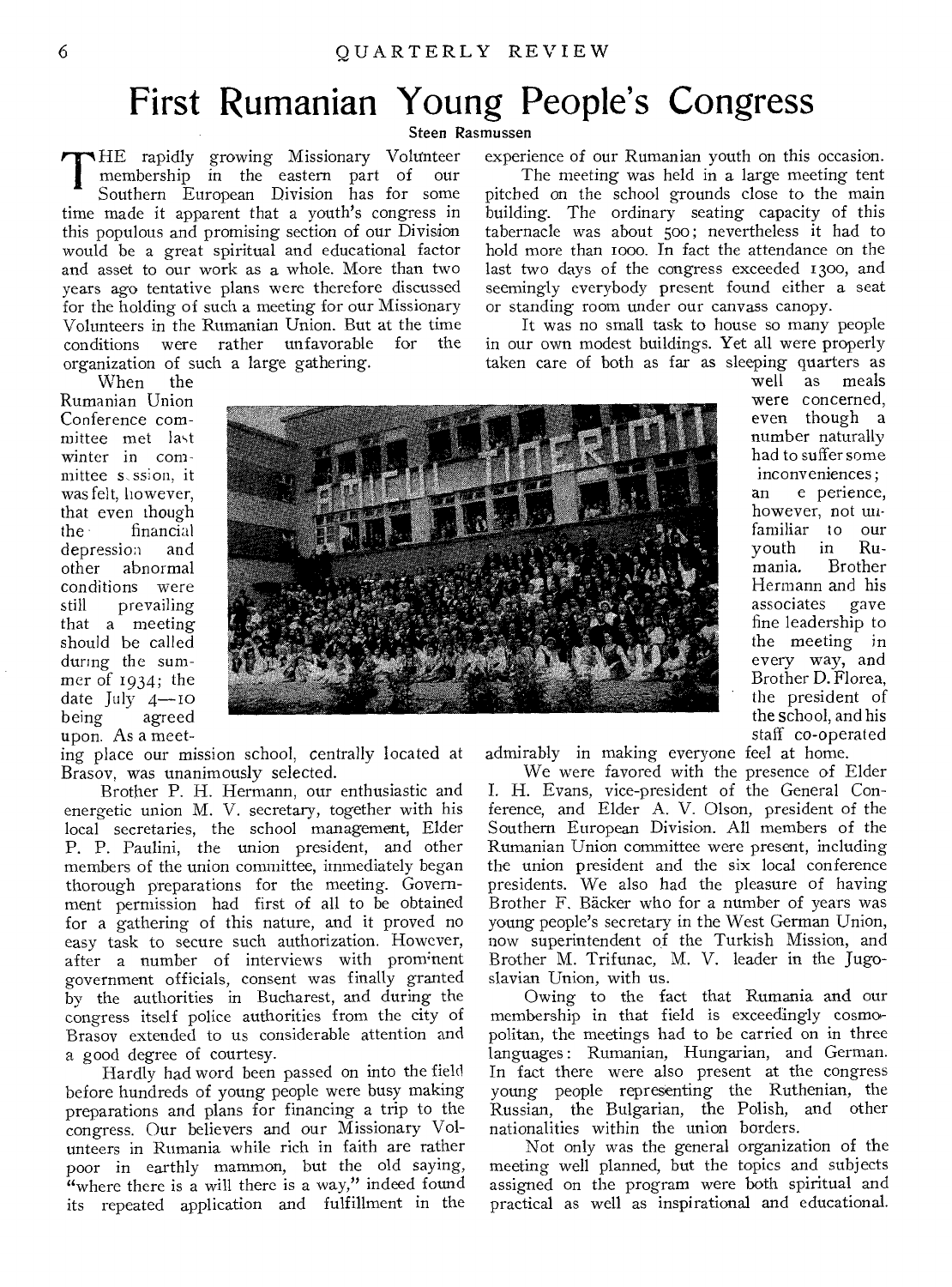# First Rumanian Young People's Congress

**Steen Rasmussen**

THE rapidly growing Missionary Volunteer membership in the eastern part of our Southern European Division has for some time made it apparent that a youth's congress in this populous and promising section of our Division would be a great spiritual and educational factor and asset to our work as a whole. More than two years ago tentative plans were therefore discussed for the holding of such a meeting for our Missionary Volunteers in the Rumanian Union. But at the time conditions were rather unfavorable for the organization of such a large gathering.

When the Rumanian Union Conference committee met last winter in committee session, it was felt, however, that even though the financial depression and other abnormal conditions were still prevailing that a meeting should be called during the summer of 1934; the date July 4—10 being agreed upon. As a meeting place our mission school, centrally located at Brasov, was unanimously selected.

Brother P. H. Hermann, our enthusiastic and energetic union M. V. secretary, together with his local secretaries, the school management, Elder P. P. Paulini, the union president, and other members of the union committee, immediately began thorough preparations for the meeting. Government permission had first of all to be obtained for a gathering of this nature, and it proved no easy task to secure such authorization. However, after a number of interviews with prominent government officials, consent was finally granted by the authorities in Bucharest, and during the congress itself police authorities from the city of Brasov extended to us considerable attention and a good degree of courtesy.

Hardly had word been passed on into the field before hundreds of young people were busy making preparations and plans for financing a trip to the congress. Our believers and our Missionary Volunteers in Rumania while rich in faith are rather poor in earthly mammon, but the old saying, "where there is a will there is a way," indeed found its repeated application and fulfillment in the experience of our Rumanian youth on this occasion.

The meeting was held in a large meeting tent pitched on the school grounds close to the main building. The ordinary seating capacity of this tabernacle was about 500; nevertheless it had to hold more than 1000. In fact the attendance on the last two days of the congress exceeded 1300, and seemingly everybody present found either a seat or standing room under our canvass canopy.

It was no small task to house so many people in our own modest buildings. Yet all were properly taken care of both as far as sleeping quarters as well as meals were concerned, even though a number naturally had to suffer some inconveniences; an experience, however, not unfamiliar to our youth in Rumania. Brother Hermann and his associates gave fine leadership to the meeting in every way, and Brother D. Florea, the president of the school, and his staff co-operated admirably in making everyone feel at home.

We were favored with the presence of Elder I. H. Evans, vice-president of the General Conference, and Elder A. V. Olson, president of the Southern European Division. All members of the Rumanian Union committee were present, including the union president and the six local conference presidents. We also had the pleasure of having Brother F. Bäcker who for a number of years was young people's secretary in the West German Union, now superintendent of the Turkish Mission, and Brother M. Trifunac, M. V. leader in the Jugoslavian Union, with us.

Owing to the fact that Rumania and our membership in that field is exceedingly cosmopolitan, the meetings had to be carried on in three languages: Rumanian, Hungarian, and German. In fact there were also present at the congress young people representing the Ruthenian, the Russian, the Bulgarian, the Polish, and other nationalities within the union borders.

Not only was the general organization of the meeting well planned, but the topics and subjects assigned on the program were both spiritual and practical as well as inspirational and educational.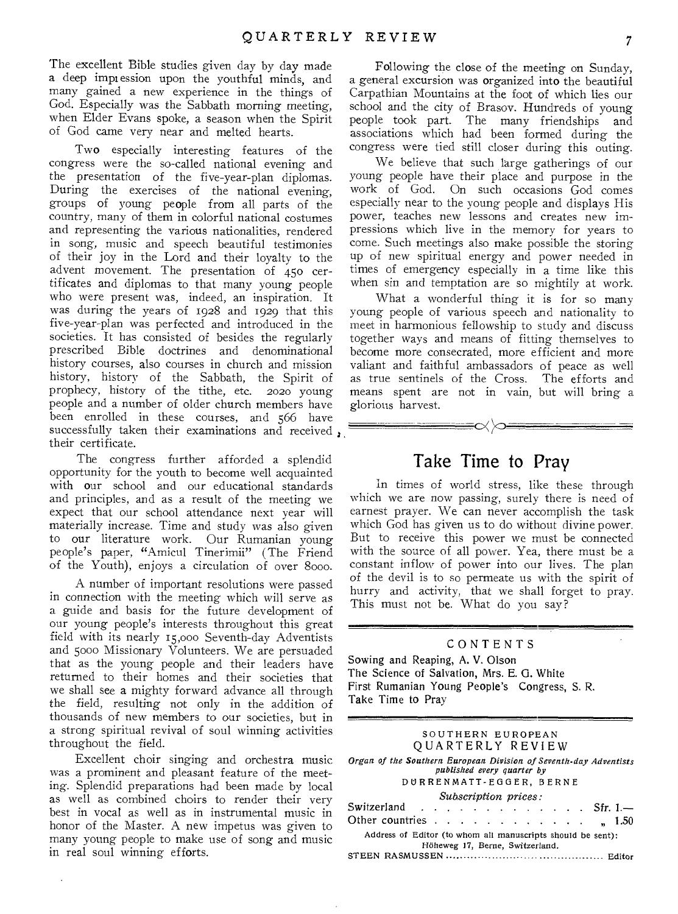The excellent Bible studies given day by day made a deep impression upon the youthful minds, and many gained a new experience in the things of God. Especially was the Sabbath morning meeting, when Elder Evans spoke, a season when the Spirit of God came very near and melted hearts.

Two especially interesting features of the congress were the so-called national evening and the presentation of the five-year-plan diplomas. During the exercises of the national evening, groups of young people from all parts of the country, many of them in colorful national costumes and representing the various nationalities, rendered in song, music and speech beautiful testimonies of their joy in the Lord and their loyalty to the advent movement. The presentation of 450 certificates and diplomas to that many young people who were present was, indeed, an inspiration. It was during the years of 1928 and 1929 that this five-year-plan was perfected and introduced in the societies. It has consisted of besides the regularly prescribed Bible doctrines and denominational history courses, also courses in church and mission history, history of the Sabbath, the Spirit of prophecy, history of the tithe, etc. 2020 young people and a number of older church members have been enrolled in these courses, and 566 have successfully taken their examinations and received their certificate.

The congress further afforded a splendid opportunity for the youth to become well acquainted with our school and our educational standards and principles, and as a result of the meeting we expect that our school attendance next year will materially increase. Time and study was also given to our literature work. Our Rumanian young people's paper, "Amicul Tinerimii" (The Friend of the Youth), enjoys a circulation of over 8000.

A number of important resolutions were passed in connection with the meeting which will serve as a guide and basis for the future development of our young people's interests throughout this great field with its nearly 15,000 Seventh-day Adventists and 5000 Missionary Volunteers. We are persuaded that as the young people and their leaders have returned to their homes and their societies that we shall see a mighty forward advance all through the field, resulting not only in the addition of thousands of new members to our societies, but in a strong spiritual revival of soul winning activities throughout the field.

Excellent choir singing and orchestra music was a prominent and pleasant feature of the meeting. Splendid preparations had been made by local as well as combined choirs to render their very best in vocal as well as in instrumental music in honor of the Master. A new impetus was given to many young people to make use of song and music in real soul winning efforts.

Following the close of the meeting on Sunday, a general excursion was organized into the beautiful Carpathian Mountains at the foot of which lies our school and the city of Brasov. Hundreds of young people took part. The many friendships and associations which had been formed during the congress were tied still closer during this outing.

We believe that such large gatherings of our young people have their place and purpose in the work of God. On such occasions God comes especially near to the young people and displays His power, teaches new lessons and creates new impressions which live in the memory for years to come. Such meetings also make possible the storing up of new spiritual energy and power needed in times of emergency especially in a time like this when sin and temptation are so mightily at work.

What a wonderful thing it is for so many young people of various speech and nationality to meet in harmonious fellowship to study and discuss together ways and means of fitting themselves to become more consecrated, more efficient and more valiant and faithful ambassadors of peace as well as true sentinels of the Cross. The efforts and means spent are not in vain, but will bring a glorious harvest.

## Take Time to Pray

In times of world stress, like these through which we are now passing, surely there is need of earnest prayer. We can never accomplish the task which God has given us to do without divine power. But to receive this power we must be connected with the source of all power. Yea, there must be a constant inflow of power into our lives. The plan of the devil is to so permeate us with the spirit of hurry and activity, that we shall forget to pray. This must not be. What do you say?

CONTENTS

Sowing and Reaping, A. V. Olson
The Science of Salvation, Mrs. E. G. White
First Rumanian Young People's Congress, S. R.
Take Time to Pray

SOUTHERN EUROPEAN
QUARTERLY REVIEW

*Organ of the Southern European Division of Seventh-day Adventists published every quarter by*
DÜRRENMATT-EGGER, BERNE

*Subscription prices:*

| | |
|---|---|
| Switzerland | Sfr. 1.— |
| Other countries | „ 1.50 |

Address of Editor (to whom all manuscripts should be sent):
Höheweg 17, Berne, Switzerland.

STEEN RASMUSSEN ............ Editor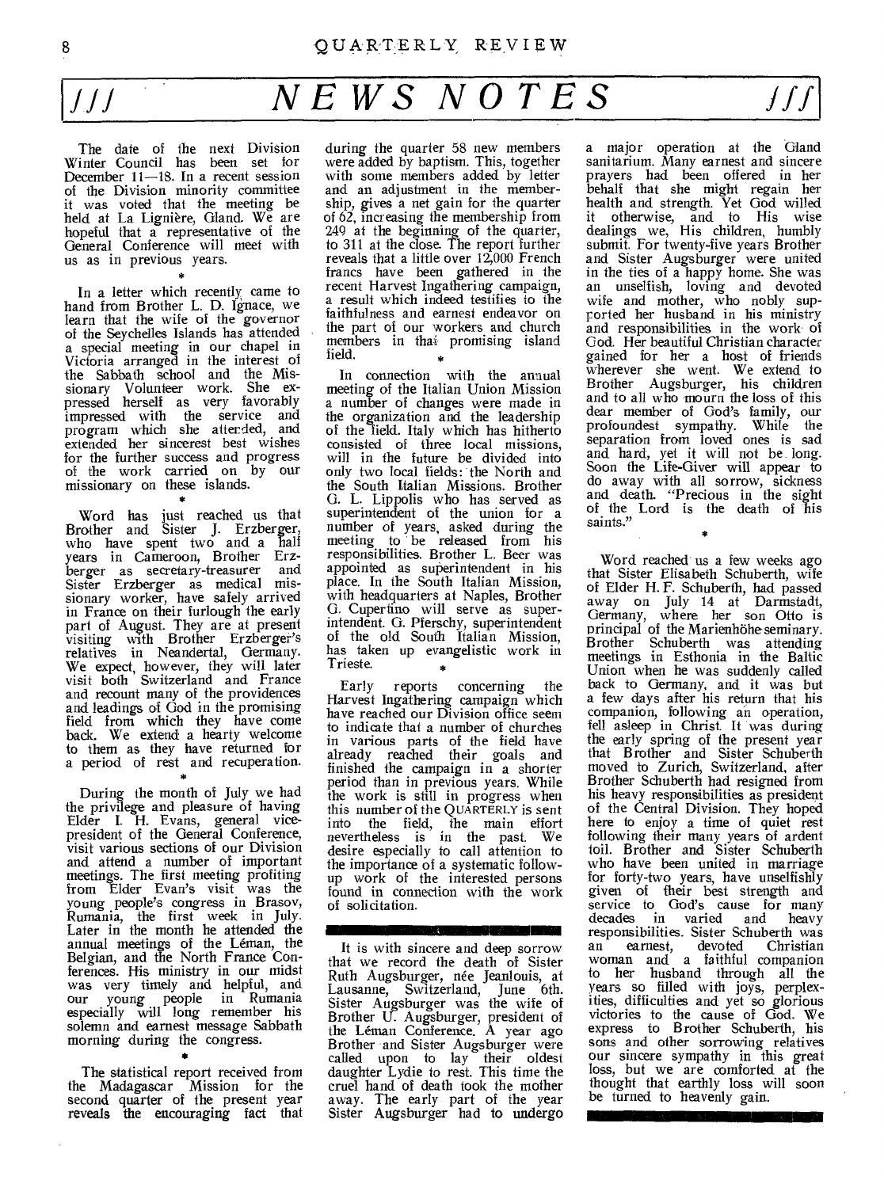# NEWS NOTES

The date of the next Division Winter Council has been set for December 11—18. In a recent session of the Division minority committee it was voted that the meeting be held at La Lignière, Gland. We are hopeful that a representative of the General Conference will meet with us as in previous years.

*

In a letter which recently came to hand from Brother L. D. Ignace, we learn that the wife of the governor of the Seychelles Islands has attended a special meeting in our chapel in Victoria arranged in the interest of the Sabbath school and the Missionary Volunteer work. She expressed herself as very favorably impressed with the service and program which she attended, and extended her sincerest best wishes for the further success and progress of the work carried on by our missionary on these islands.

*

Word has just reached us that Brother and Sister J. Erzberger, who have spent two and a half years in Cameroon, Brother Erzberger as secretary-treasurer and Sister Erzberger as medical missionary worker, have safely arrived in France on their furlough the early part of August. They are at present visiting with Brother Erzberger's relatives in Neandertal, Germany. We expect, however, they will later visit both Switzerland and France and recount many of the providences and leadings of God in the promising field from which they have come back. We extend a hearty welcome to them as they have returned for a period of rest and recuperation.

*

During the month of July we had the privilege and pleasure of having Elder I. H. Evans, general vice-president of the General Conference, visit various sections of our Division and attend a number of important meetings. The first meeting profiting from Elder Evan's visit was the young people's congress in Brasov, Rumania, the first week in July. Later in the month he attended the annual meetings of the Léman, the Belgian, and the North France Conferences. His ministry in our midst was very timely and helpful, and our young people in Rumania especially will long remember his solemn and earnest message Sabbath morning during the congress.

*

The statistical report received from the Madagascar Mission for the second quarter of the present year reveals the encouraging fact that during the quarter 58 new members were added by baptism. This, together with some members added by letter and an adjustment in the membership, gives a net gain for the quarter of 62, increasing the membership from 249 at the beginning of the quarter, to 311 at the close. The report further reveals that a little over 12,000 French francs have been gathered in the recent Harvest Ingathering campaign, a result which indeed testifies to the faithfulness and earnest endeavor on the part of our workers and church members in that promising island field.

*

In connection with the annual meeting of the Italian Union Mission a number of changes were made in the organization and the leadership of the field. Italy which has hitherto consisted of three local missions, will in the future be divided into only two local fields: the North and the South Italian Missions. Brother G. L. Lippolis who has served as superintendent of the union for a number of years, asked during the meeting to be released from his responsibilities. Brother L. Beer was appointed as superintendent in his place. In the South Italian Mission, with headquarters at Naples, Brother G. Cupertino will serve as superintendent. G. Pferschy, superintendent of the old South Italian Mission, has taken up evangelistic work in Trieste.

*

Early reports concerning the Harvest Ingathering campaign which have reached our Division office seem to indicate that a number of churches in various parts of the field have already reached their goals and finished the campaign in a shorter period than in previous years. While the work is still in progress when this number of the QUARTERLY is sent into the field, the main effort nevertheless is in the past. We desire especially to call attention to the importance of a systematic follow-up work of the interested persons found in connection with the work of solicitation.

---

It is with sincere and deep sorrow that we record the death of Sister Ruth Augsburger, née Jeanlouis, at Lausanne, Switzerland, June 6th. Sister Augsburger was the wife of Brother U. Augsburger, president of the Léman Conference. A year ago Brother and Sister Augsburger were called upon to lay their oldest daughter Lydie to rest. This time the cruel hand of death took the mother away. The early part of the year Sister Augsburger had to undergo a major operation at the Gland sanitarium. Many earnest and sincere prayers had been offered in her behalf that she might regain her health and strength. Yet God willed it otherwise, and to His wise dealings we, His children, humbly submit. For twenty-five years Brother and Sister Augsburger were united in the ties of a happy home. She was an unselfish, loving and devoted wife and mother, who nobly supported her husband in his ministry and responsibilities in the work of God. Her beautiful Christian character gained for her a host of friends wherever she went. We extend to Brother Augsburger, his children and to all who mourn the loss of this dear member of God's family, our profoundest sympathy. While the separation from loved ones is sad and hard, yet it will not be long. Soon the Life-Giver will appear to do away with all sorrow, sickness and death. "Precious in the sight of the Lord is the death of his saints."

*

Word reached us a few weeks ago that Sister Elisabeth Schuberth, wife of Elder H. F. Schuberth, had passed away on July 14 at Darmstadt, Germany, where her son Otto is principal of the Marienhöhe seminary. Brother Schuberth was attending meetings in Esthonia in the Baltic Union when he was suddenly called back to Germany, and it was but a few days after his return that his companion, following an operation, fell asleep in Christ. It was during the early spring of the present year that Brother and Sister Schuberth moved to Zurich, Switzerland, after Brother Schuberth had resigned from his heavy responsibilities as president of the Central Division. They hoped here to enjoy a time of quiet rest following their many years of ardent toil. Brother and Sister Schuberth who have been united in marriage for forty-two years, have unselfishly given of their best strength and service to God's cause for many decades in varied and heavy responsibilities. Sister Schuberth was an earnest, devoted Christian woman and a faithful companion to her husband through all the years so filled with joys, perplexities, difficulties and yet so glorious victories to the cause of God. We express to Brother Schuberth, his sons and other sorrowing relatives our sincere sympathy in this great loss, but we are comforted at the thought that earthly loss will soon be turned to heavenly gain.